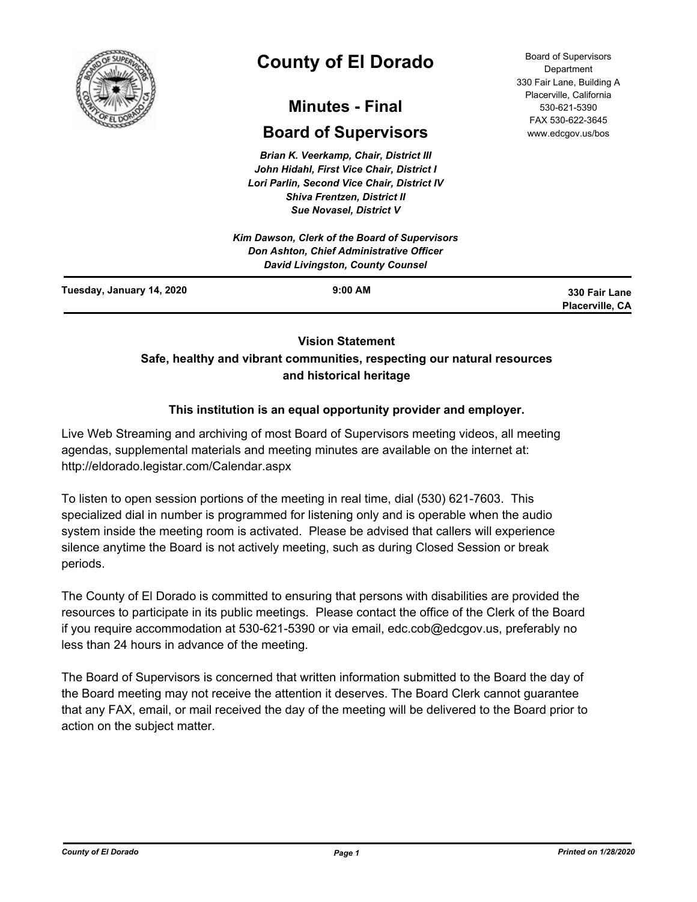# County of El Dorado

## Minutes - Final

## Board of Supervisors

Board of Supervisors Department
330 Fair Lane, Building A
Placerville, California
530-621-5390
FAX 530-622-3645
www.edcgov.us/bos

***Brian K. Veerkamp, Chair, District III***
***John Hidahl, First Vice Chair, District I***
***Lori Parlin, Second Vice Chair, District IV***
***Shiva Frentzen, District II***
***Sue Novasel, District V***

***Kim Dawson, Clerk of the Board of Supervisors***
***Don Ashton, Chief Administrative Officer***
***David Livingston, County Counsel***

**Tuesday, January 14, 2020** | **9:00 AM** | **330 Fair Lane Placerville, CA**

**Vision Statement**
**Safe, healthy and vibrant communities, respecting our natural resources and historical heritage**

**This institution is an equal opportunity provider and employer.**

Live Web Streaming and archiving of most Board of Supervisors meeting videos, all meeting agendas, supplemental materials and meeting minutes are available on the internet at: http://eldorado.legistar.com/Calendar.aspx

To listen to open session portions of the meeting in real time, dial (530) 621-7603. This specialized dial in number is programmed for listening only and is operable when the audio system inside the meeting room is activated. Please be advised that callers will experience silence anytime the Board is not actively meeting, such as during Closed Session or break periods.

The County of El Dorado is committed to ensuring that persons with disabilities are provided the resources to participate in its public meetings. Please contact the office of the Clerk of the Board if you require accommodation at 530-621-5390 or via email, edc.cob@edcgov.us, preferably no less than 24 hours in advance of the meeting.

The Board of Supervisors is concerned that written information submitted to the Board the day of the Board meeting may not receive the attention it deserves. The Board Clerk cannot guarantee that any FAX, email, or mail received the day of the meeting will be delivered to the Board prior to action on the subject matter.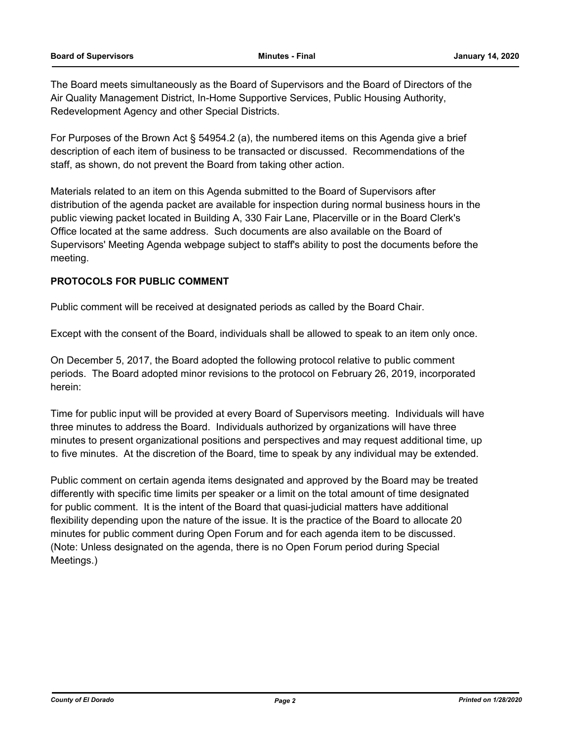The Board meets simultaneously as the Board of Supervisors and the Board of Directors of the Air Quality Management District, In-Home Supportive Services, Public Housing Authority, Redevelopment Agency and other Special Districts.

For Purposes of the Brown Act § 54954.2 (a), the numbered items on this Agenda give a brief description of each item of business to be transacted or discussed. Recommendations of the staff, as shown, do not prevent the Board from taking other action.

Materials related to an item on this Agenda submitted to the Board of Supervisors after distribution of the agenda packet are available for inspection during normal business hours in the public viewing packet located in Building A, 330 Fair Lane, Placerville or in the Board Clerk's Office located at the same address. Such documents are also available on the Board of Supervisors' Meeting Agenda webpage subject to staff's ability to post the documents before the meeting.

**PROTOCOLS FOR PUBLIC COMMENT**

Public comment will be received at designated periods as called by the Board Chair.

Except with the consent of the Board, individuals shall be allowed to speak to an item only once.

On December 5, 2017, the Board adopted the following protocol relative to public comment periods. The Board adopted minor revisions to the protocol on February 26, 2019, incorporated herein:

Time for public input will be provided at every Board of Supervisors meeting. Individuals will have three minutes to address the Board. Individuals authorized by organizations will have three minutes to present organizational positions and perspectives and may request additional time, up to five minutes. At the discretion of the Board, time to speak by any individual may be extended.

Public comment on certain agenda items designated and approved by the Board may be treated differently with specific time limits per speaker or a limit on the total amount of time designated for public comment. It is the intent of the Board that quasi-judicial matters have additional flexibility depending upon the nature of the issue. It is the practice of the Board to allocate 20 minutes for public comment during Open Forum and for each agenda item to be discussed. (Note: Unless designated on the agenda, there is no Open Forum period during Special Meetings.)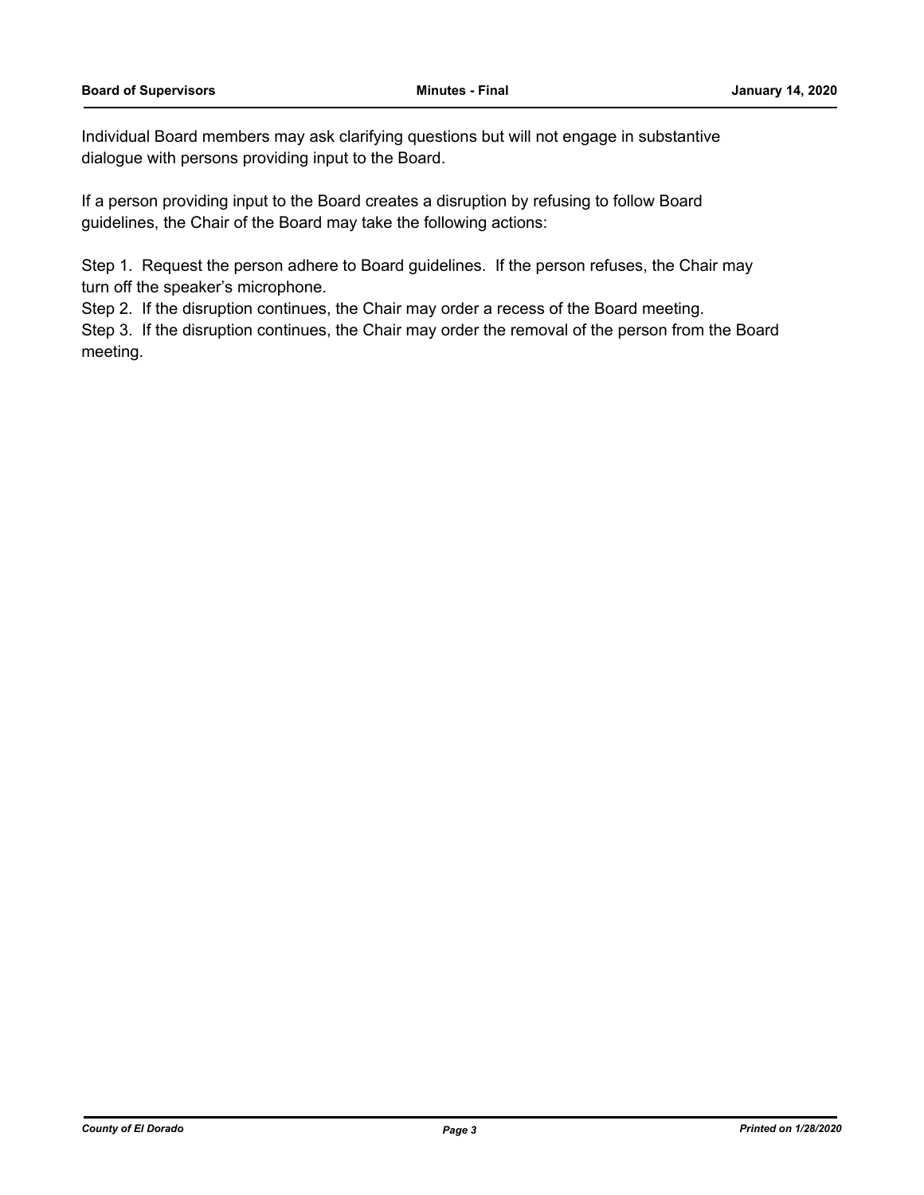Individual Board members may ask clarifying questions but will not engage in substantive dialogue with persons providing input to the Board.

If a person providing input to the Board creates a disruption by refusing to follow Board guidelines, the Chair of the Board may take the following actions:

Step 1. Request the person adhere to Board guidelines. If the person refuses, the Chair may turn off the speaker's microphone.
Step 2. If the disruption continues, the Chair may order a recess of the Board meeting.
Step 3. If the disruption continues, the Chair may order the removal of the person from the Board meeting.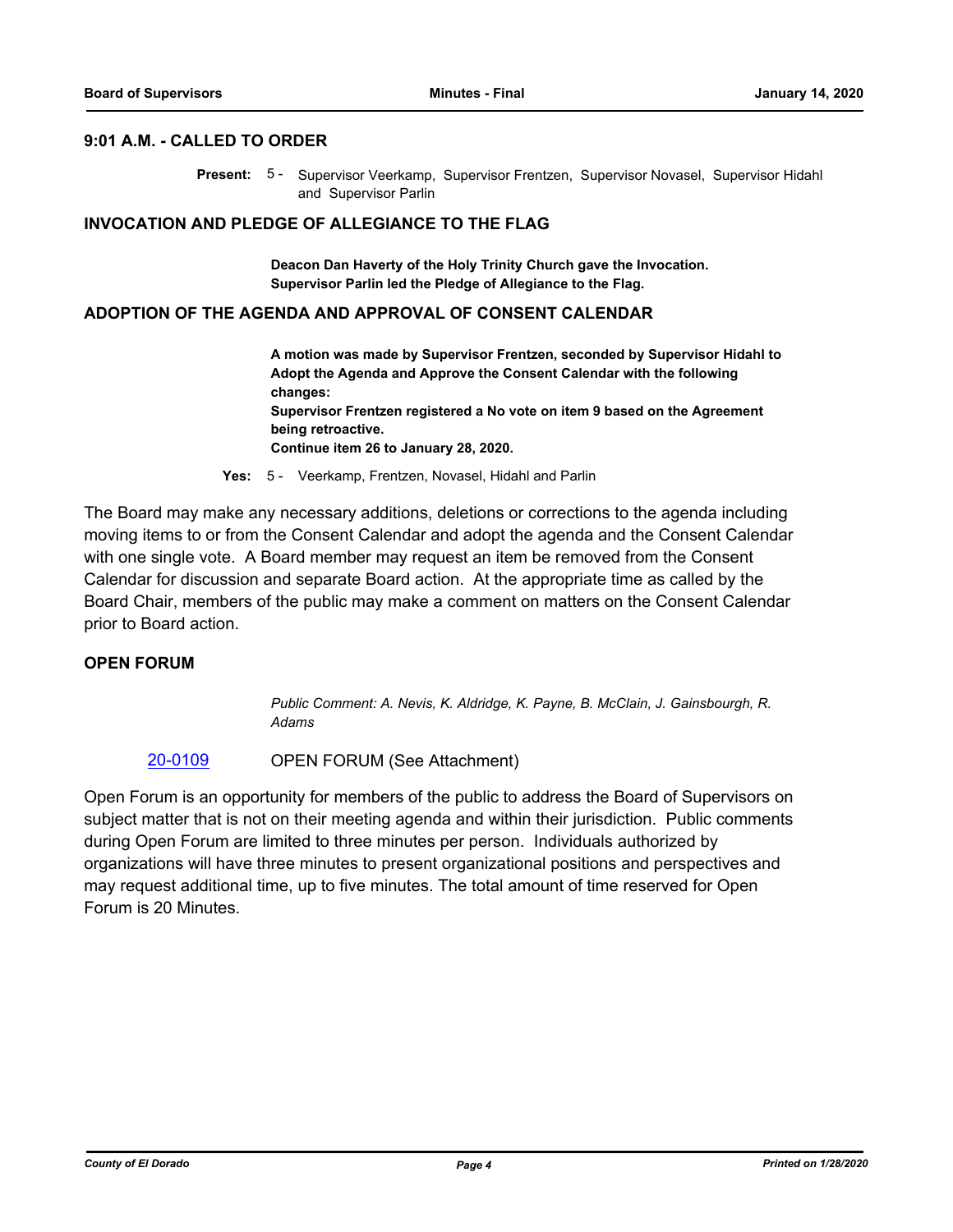## 9:01 A.M. - CALLED TO ORDER

**Present:** 5 - Supervisor Veerkamp, Supervisor Frentzen, Supervisor Novasel, Supervisor Hidahl and Supervisor Parlin

## INVOCATION AND PLEDGE OF ALLEGIANCE TO THE FLAG

**Deacon Dan Haverty of the Holy Trinity Church gave the Invocation.**
**Supervisor Parlin led the Pledge of Allegiance to the Flag.**

## ADOPTION OF THE AGENDA AND APPROVAL OF CONSENT CALENDAR

**A motion was made by Supervisor Frentzen, seconded by Supervisor Hidahl to Adopt the Agenda and Approve the Consent Calendar with the following changes:**
**Supervisor Frentzen registered a No vote on item 9 based on the Agreement being retroactive.**
**Continue item 26 to January 28, 2020.**

**Yes:** 5 - Veerkamp, Frentzen, Novasel, Hidahl and Parlin

The Board may make any necessary additions, deletions or corrections to the agenda including moving items to or from the Consent Calendar and adopt the agenda and the Consent Calendar with one single vote. A Board member may request an item be removed from the Consent Calendar for discussion and separate Board action. At the appropriate time as called by the Board Chair, members of the public may make a comment on matters on the Consent Calendar prior to Board action.

## OPEN FORUM

*Public Comment: A. Nevis, K. Aldridge, K. Payne, B. McClain, J. Gainsbourgh, R. Adams*

20-0109 OPEN FORUM (See Attachment)

Open Forum is an opportunity for members of the public to address the Board of Supervisors on subject matter that is not on their meeting agenda and within their jurisdiction. Public comments during Open Forum are limited to three minutes per person. Individuals authorized by organizations will have three minutes to present organizational positions and perspectives and may request additional time, up to five minutes. The total amount of time reserved for Open Forum is 20 Minutes.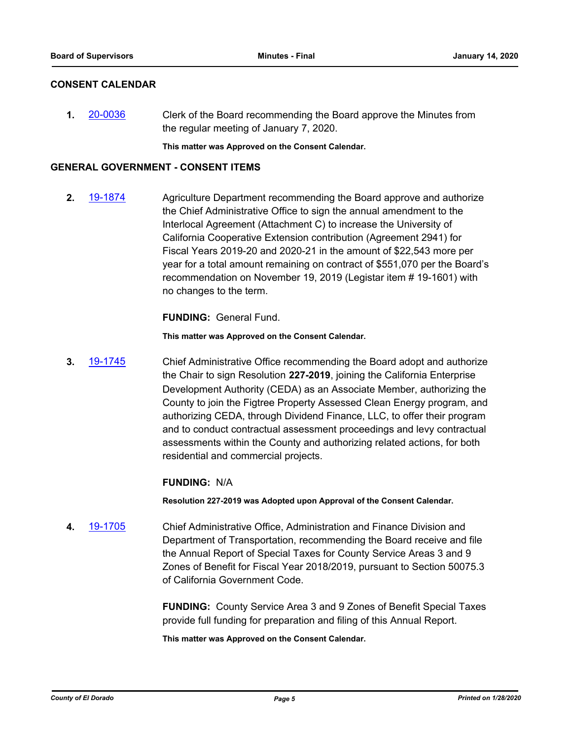## CONSENT CALENDAR

**1.** 20-0036 Clerk of the Board recommending the Board approve the Minutes from the regular meeting of January 7, 2020.

**This matter was Approved on the Consent Calendar.**

## GENERAL GOVERNMENT - CONSENT ITEMS

**2.** 19-1874 Agriculture Department recommending the Board approve and authorize the Chief Administrative Office to sign the annual amendment to the Interlocal Agreement (Attachment C) to increase the University of California Cooperative Extension contribution (Agreement 2941) for Fiscal Years 2019-20 and 2020-21 in the amount of $22,543 more per year for a total amount remaining on contract of $551,070 per the Board's recommendation on November 19, 2019 (Legistar item # 19-1601) with no changes to the term.

**FUNDING:** General Fund.

**This matter was Approved on the Consent Calendar.**

**3.** 19-1745 Chief Administrative Office recommending the Board adopt and authorize the Chair to sign Resolution **227-2019**, joining the California Enterprise Development Authority (CEDA) as an Associate Member, authorizing the County to join the Figtree Property Assessed Clean Energy program, and authorizing CEDA, through Dividend Finance, LLC, to offer their program and to conduct contractual assessment proceedings and levy contractual assessments within the County and authorizing related actions, for both residential and commercial projects.

**FUNDING:** N/A

**Resolution 227-2019 was Adopted upon Approval of the Consent Calendar.**

**4.** 19-1705 Chief Administrative Office, Administration and Finance Division and Department of Transportation, recommending the Board receive and file the Annual Report of Special Taxes for County Service Areas 3 and 9 Zones of Benefit for Fiscal Year 2018/2019, pursuant to Section 50075.3 of California Government Code.

**FUNDING:** County Service Area 3 and 9 Zones of Benefit Special Taxes provide full funding for preparation and filing of this Annual Report.

**This matter was Approved on the Consent Calendar.**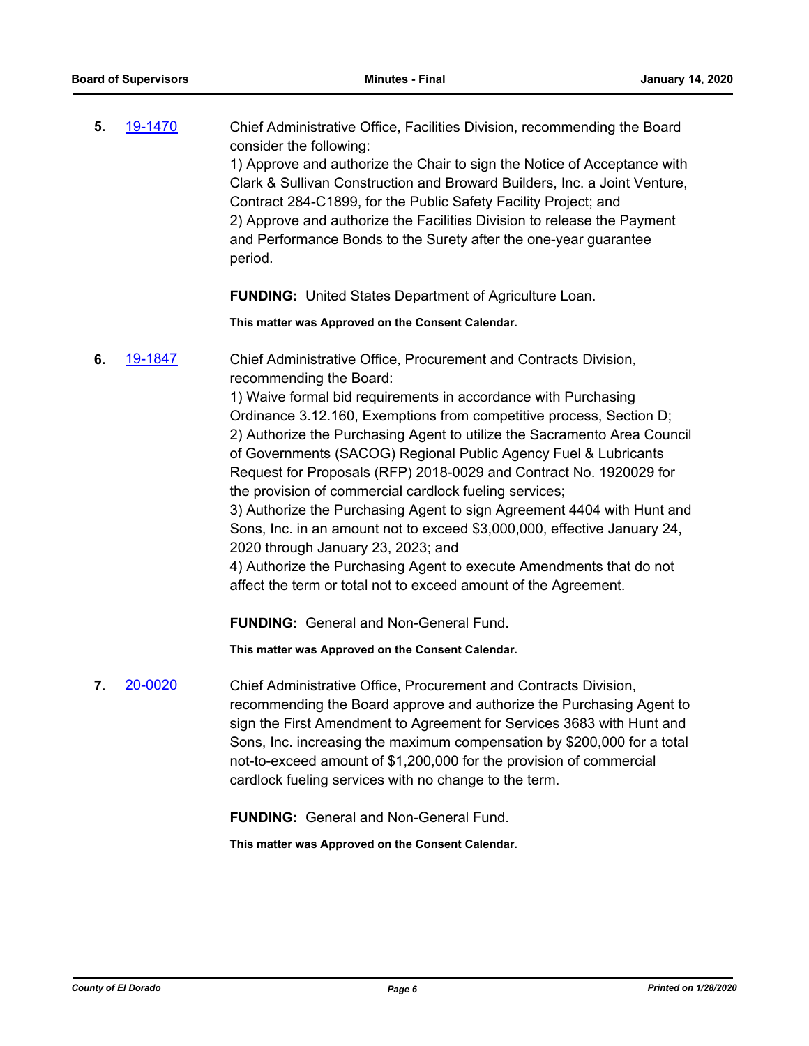**5.** [19-1470]

Chief Administrative Office, Facilities Division, recommending the Board consider the following:

1) Approve and authorize the Chair to sign the Notice of Acceptance with Clark & Sullivan Construction and Broward Builders, Inc. a Joint Venture, Contract 284-C1899, for the Public Safety Facility Project; and

2) Approve and authorize the Facilities Division to release the Payment and Performance Bonds to the Surety after the one-year guarantee period.

**FUNDING:** United States Department of Agriculture Loan.

**This matter was Approved on the Consent Calendar.**

**6.** [19-1847]

Chief Administrative Office, Procurement and Contracts Division, recommending the Board:

1) Waive formal bid requirements in accordance with Purchasing Ordinance 3.12.160, Exemptions from competitive process, Section D;

2) Authorize the Purchasing Agent to utilize the Sacramento Area Council of Governments (SACOG) Regional Public Agency Fuel & Lubricants Request for Proposals (RFP) 2018-0029 and Contract No. 1920029 for the provision of commercial cardlock fueling services;

3) Authorize the Purchasing Agent to sign Agreement 4404 with Hunt and Sons, Inc. in an amount not to exceed $3,000,000, effective January 24, 2020 through January 23, 2023; and

4) Authorize the Purchasing Agent to execute Amendments that do not affect the term or total not to exceed amount of the Agreement.

**FUNDING:** General and Non-General Fund.

**This matter was Approved on the Consent Calendar.**

**7.** [20-0020]

Chief Administrative Office, Procurement and Contracts Division, recommending the Board approve and authorize the Purchasing Agent to sign the First Amendment to Agreement for Services 3683 with Hunt and Sons, Inc. increasing the maximum compensation by $200,000 for a total not-to-exceed amount of $1,200,000 for the provision of commercial cardlock fueling services with no change to the term.

**FUNDING:** General and Non-General Fund.

**This matter was Approved on the Consent Calendar.**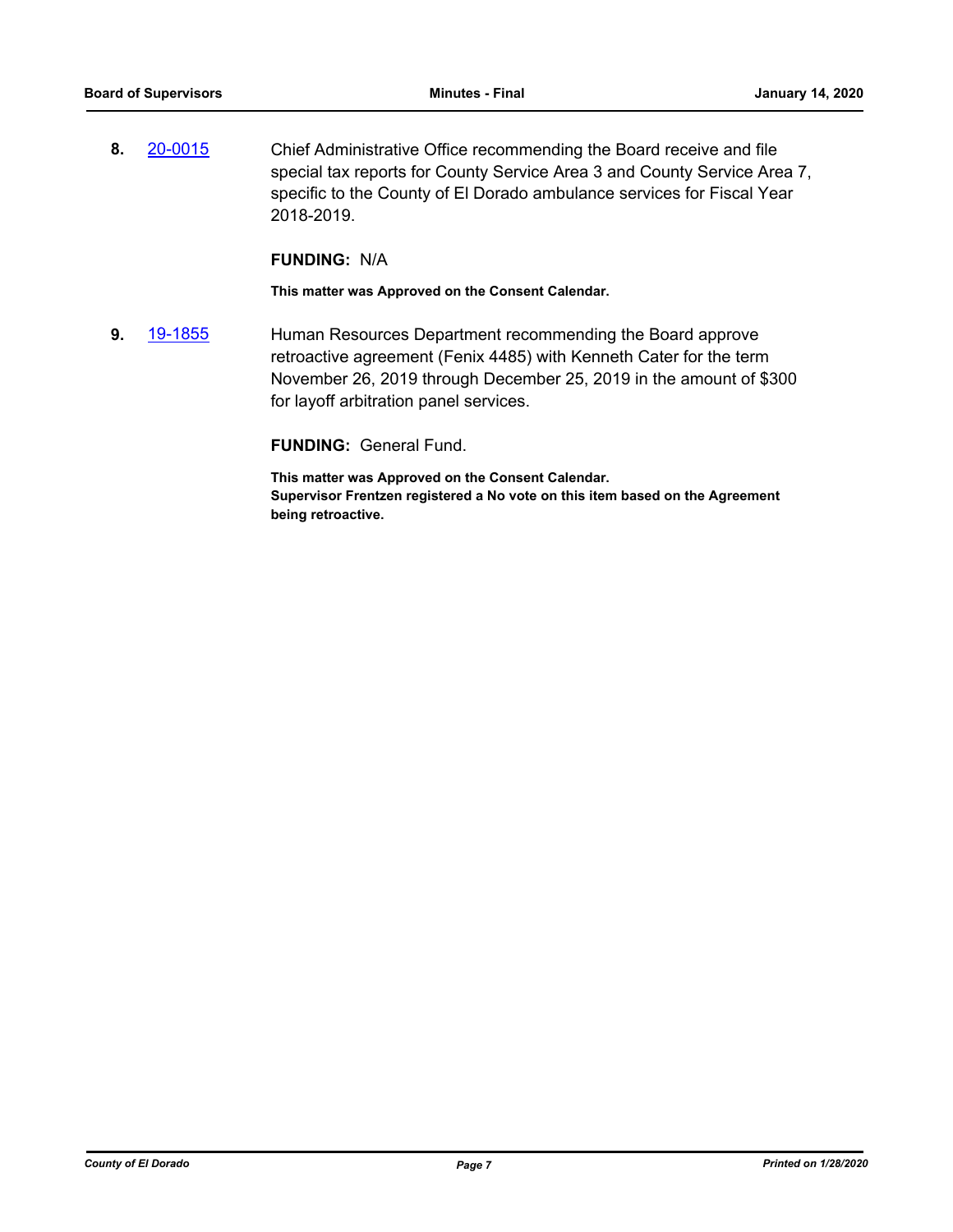**8.** 20-0015 Chief Administrative Office recommending the Board receive and file special tax reports for County Service Area 3 and County Service Area 7, specific to the County of El Dorado ambulance services for Fiscal Year 2018-2019.

**FUNDING:** N/A

**This matter was Approved on the Consent Calendar.**

**9.** 19-1855 Human Resources Department recommending the Board approve retroactive agreement (Fenix 4485) with Kenneth Cater for the term November 26, 2019 through December 25, 2019 in the amount of $300 for layoff arbitration panel services.

**FUNDING:** General Fund.

**This matter was Approved on the Consent Calendar.**
**Supervisor Frentzen registered a No vote on this item based on the Agreement being retroactive.**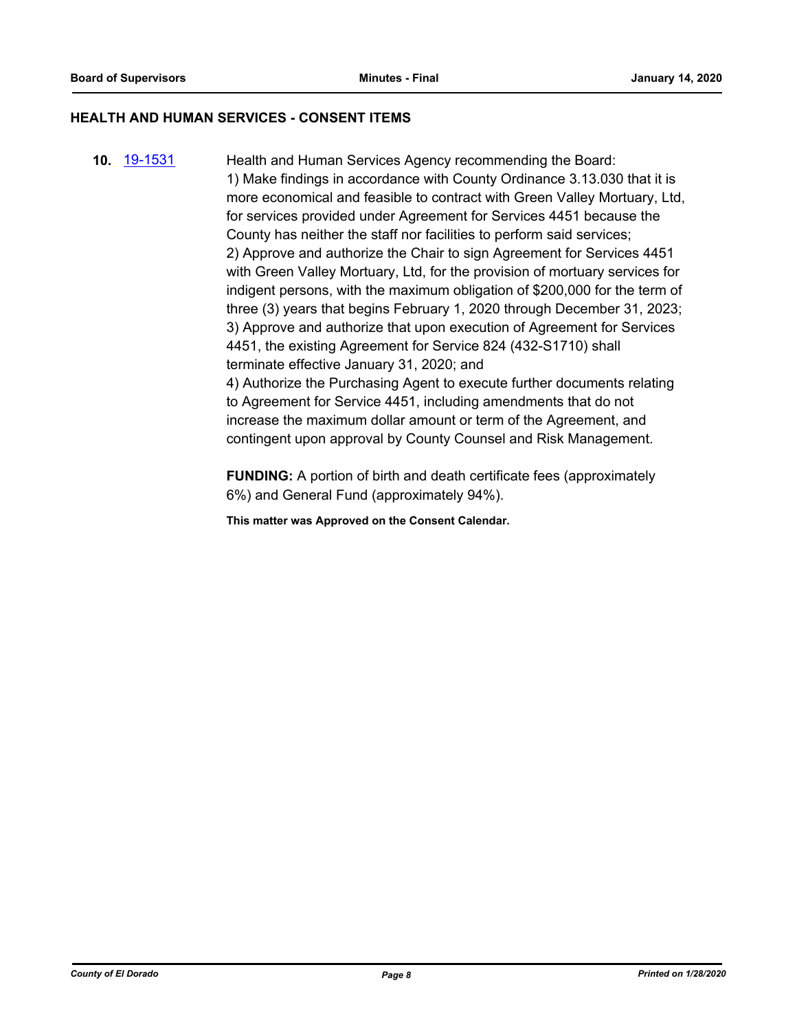## HEALTH AND HUMAN SERVICES - CONSENT ITEMS

**10.** [19-1531](19-1531) Health and Human Services Agency recommending the Board:

1) Make findings in accordance with County Ordinance 3.13.030 that it is more economical and feasible to contract with Green Valley Mortuary, Ltd, for services provided under Agreement for Services 4451 because the County has neither the staff nor facilities to perform said services;

2) Approve and authorize the Chair to sign Agreement for Services 4451 with Green Valley Mortuary, Ltd, for the provision of mortuary services for indigent persons, with the maximum obligation of $200,000 for the term of three (3) years that begins February 1, 2020 through December 31, 2023;

3) Approve and authorize that upon execution of Agreement for Services 4451, the existing Agreement for Service 824 (432-S1710) shall terminate effective January 31, 2020; and

4) Authorize the Purchasing Agent to execute further documents relating to Agreement for Service 4451, including amendments that do not increase the maximum dollar amount or term of the Agreement, and contingent upon approval by County Counsel and Risk Management.

**FUNDING:** A portion of birth and death certificate fees (approximately 6%) and General Fund (approximately 94%).

**This matter was Approved on the Consent Calendar.**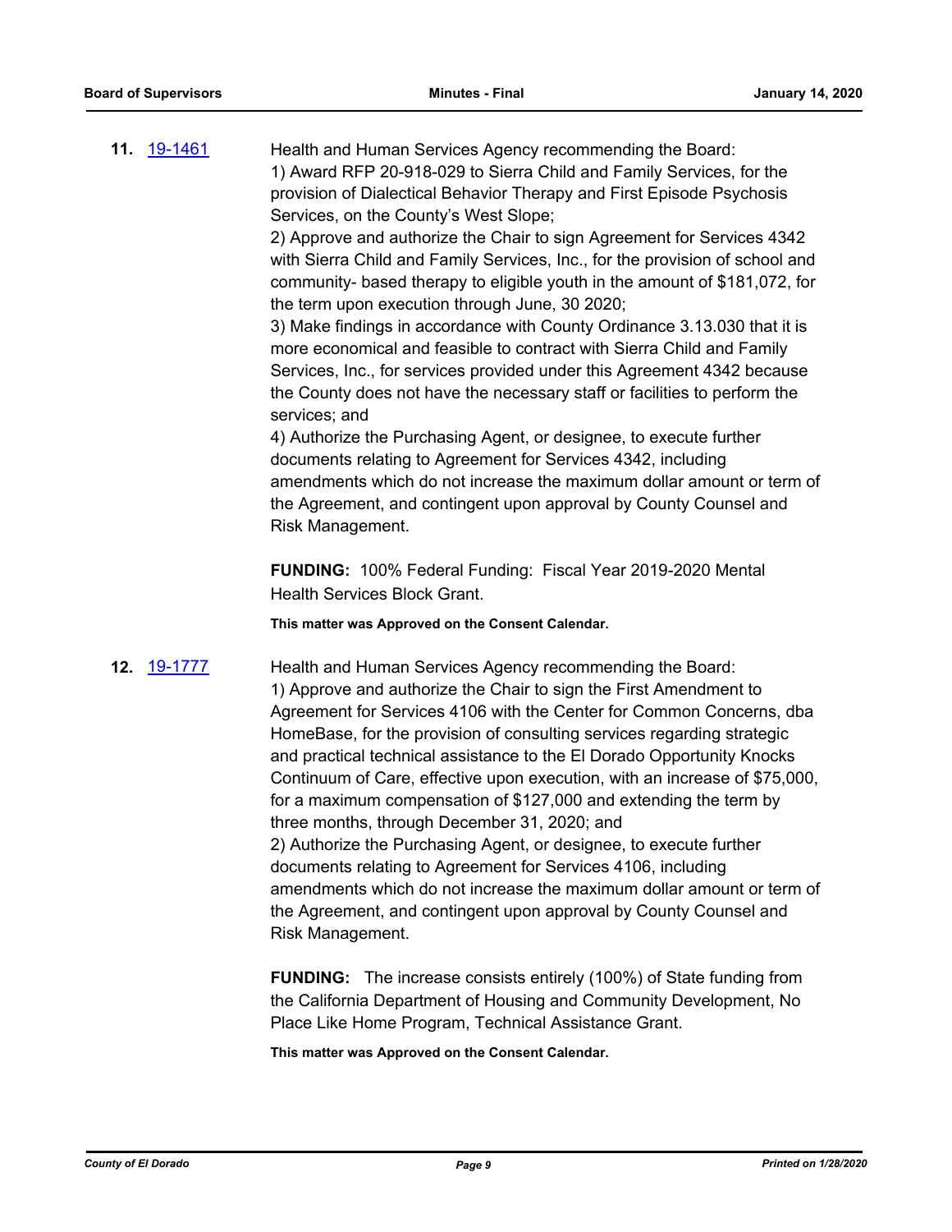**11.** [19-1461]

Health and Human Services Agency recommending the Board:
1) Award RFP 20-918-029 to Sierra Child and Family Services, for the provision of Dialectical Behavior Therapy and First Episode Psychosis Services, on the County's West Slope;
2) Approve and authorize the Chair to sign Agreement for Services 4342 with Sierra Child and Family Services, Inc., for the provision of school and community- based therapy to eligible youth in the amount of $181,072, for the term upon execution through June, 30 2020;
3) Make findings in accordance with County Ordinance 3.13.030 that it is more economical and feasible to contract with Sierra Child and Family Services, Inc., for services provided under this Agreement 4342 because the County does not have the necessary staff or facilities to perform the services; and
4) Authorize the Purchasing Agent, or designee, to execute further documents relating to Agreement for Services 4342, including amendments which do not increase the maximum dollar amount or term of the Agreement, and contingent upon approval by County Counsel and Risk Management.

**FUNDING:** 100% Federal Funding: Fiscal Year 2019-2020 Mental Health Services Block Grant.

**This matter was Approved on the Consent Calendar.**

**12.** [19-1777]

Health and Human Services Agency recommending the Board:
1) Approve and authorize the Chair to sign the First Amendment to Agreement for Services 4106 with the Center for Common Concerns, dba HomeBase, for the provision of consulting services regarding strategic and practical technical assistance to the El Dorado Opportunity Knocks Continuum of Care, effective upon execution, with an increase of $75,000, for a maximum compensation of $127,000 and extending the term by three months, through December 31, 2020; and
2) Authorize the Purchasing Agent, or designee, to execute further documents relating to Agreement for Services 4106, including amendments which do not increase the maximum dollar amount or term of the Agreement, and contingent upon approval by County Counsel and Risk Management.

**FUNDING:** The increase consists entirely (100%) of State funding from the California Department of Housing and Community Development, No Place Like Home Program, Technical Assistance Grant.

**This matter was Approved on the Consent Calendar.**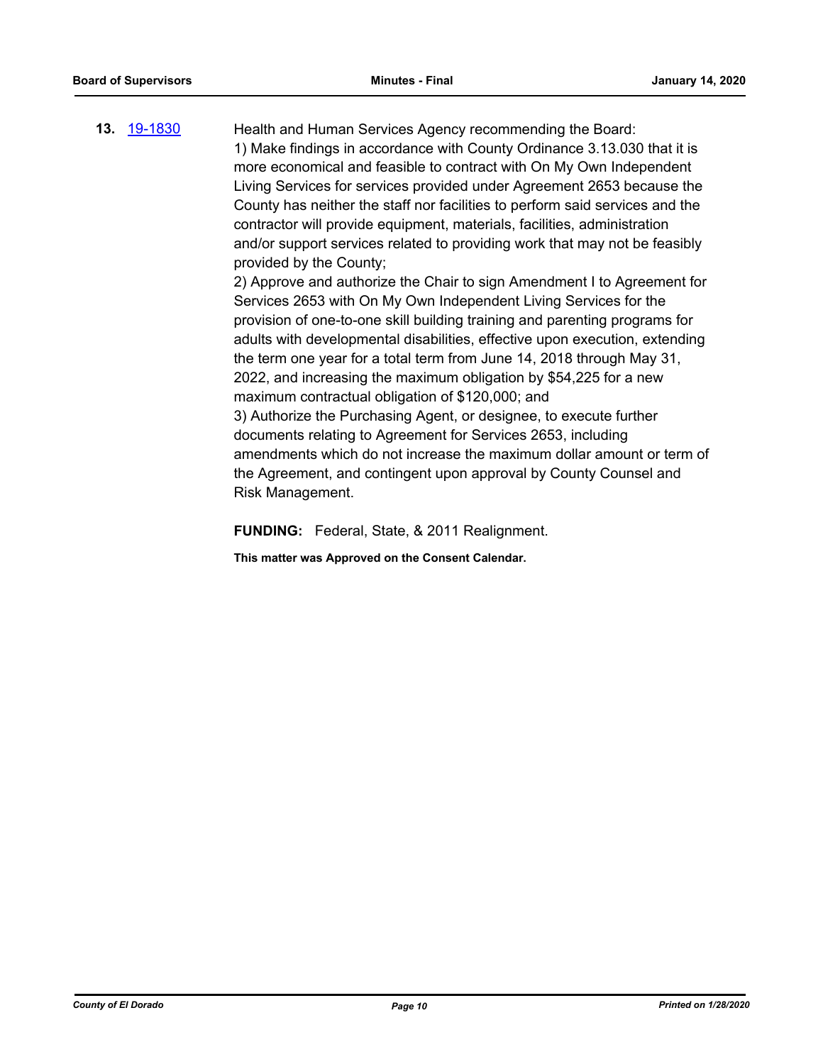**13.** 19-1830 Health and Human Services Agency recommending the Board:

1) Make findings in accordance with County Ordinance 3.13.030 that it is more economical and feasible to contract with On My Own Independent Living Services for services provided under Agreement 2653 because the County has neither the staff nor facilities to perform said services and the contractor will provide equipment, materials, facilities, administration and/or support services related to providing work that may not be feasibly provided by the County;

2) Approve and authorize the Chair to sign Amendment I to Agreement for Services 2653 with On My Own Independent Living Services for the provision of one-to-one skill building training and parenting programs for adults with developmental disabilities, effective upon execution, extending the term one year for a total term from June 14, 2018 through May 31, 2022, and increasing the maximum obligation by $54,225 for a new maximum contractual obligation of $120,000; and

3) Authorize the Purchasing Agent, or designee, to execute further documents relating to Agreement for Services 2653, including amendments which do not increase the maximum dollar amount or term of the Agreement, and contingent upon approval by County Counsel and Risk Management.

**FUNDING:** Federal, State, & 2011 Realignment.

**This matter was Approved on the Consent Calendar.**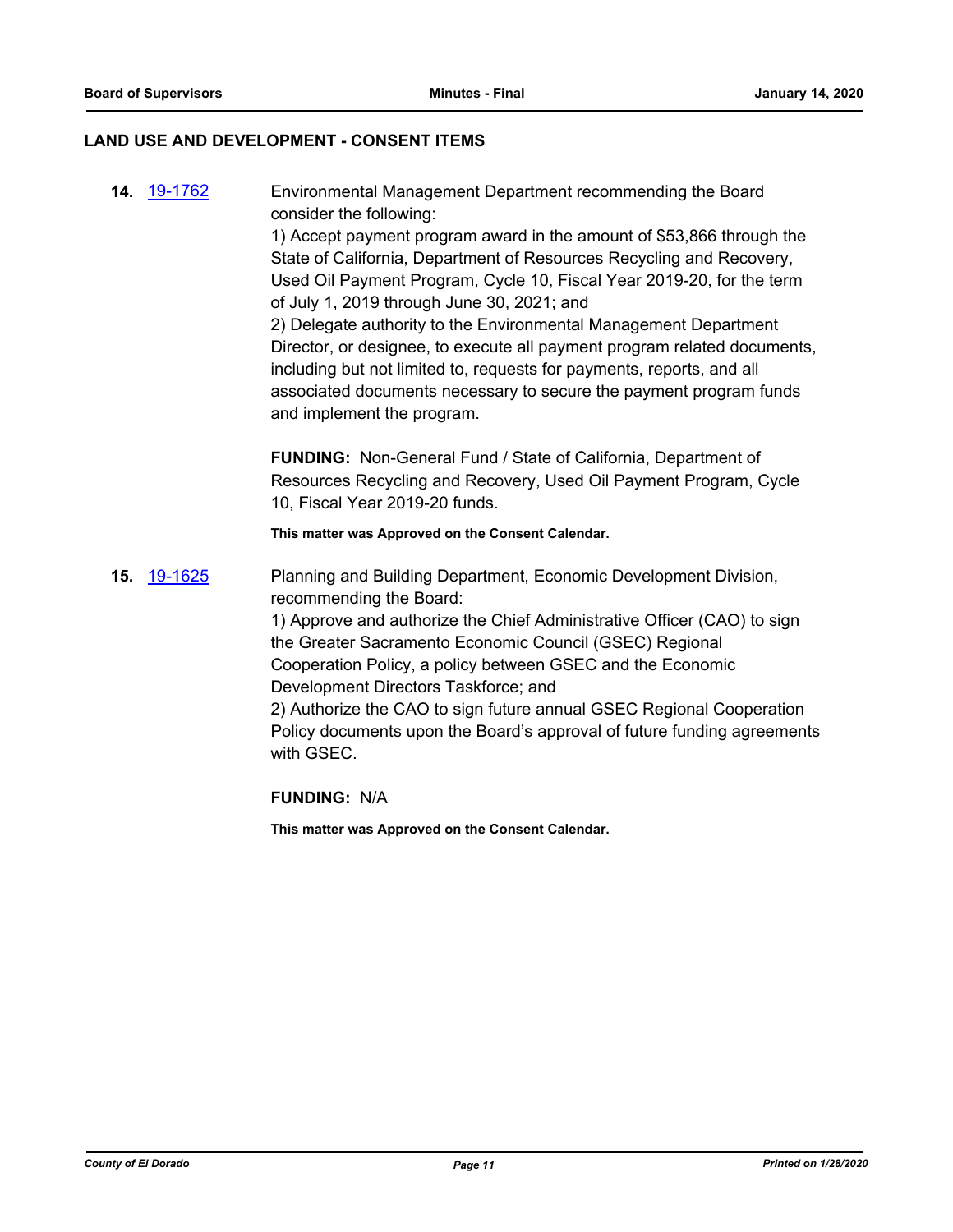## LAND USE AND DEVELOPMENT - CONSENT ITEMS

**14.** 19-1762

Environmental Management Department recommending the Board consider the following:

1) Accept payment program award in the amount of $53,866 through the State of California, Department of Resources Recycling and Recovery, Used Oil Payment Program, Cycle 10, Fiscal Year 2019-20, for the term of July 1, 2019 through June 30, 2021; and

2) Delegate authority to the Environmental Management Department Director, or designee, to execute all payment program related documents, including but not limited to, requests for payments, reports, and all associated documents necessary to secure the payment program funds and implement the program.

**FUNDING:** Non-General Fund / State of California, Department of Resources Recycling and Recovery, Used Oil Payment Program, Cycle 10, Fiscal Year 2019-20 funds.

**This matter was Approved on the Consent Calendar.**

**15.** 19-1625

Planning and Building Department, Economic Development Division, recommending the Board:

1) Approve and authorize the Chief Administrative Officer (CAO) to sign the Greater Sacramento Economic Council (GSEC) Regional Cooperation Policy, a policy between GSEC and the Economic Development Directors Taskforce; and

2) Authorize the CAO to sign future annual GSEC Regional Cooperation Policy documents upon the Board's approval of future funding agreements with GSEC.

**FUNDING:** N/A

**This matter was Approved on the Consent Calendar.**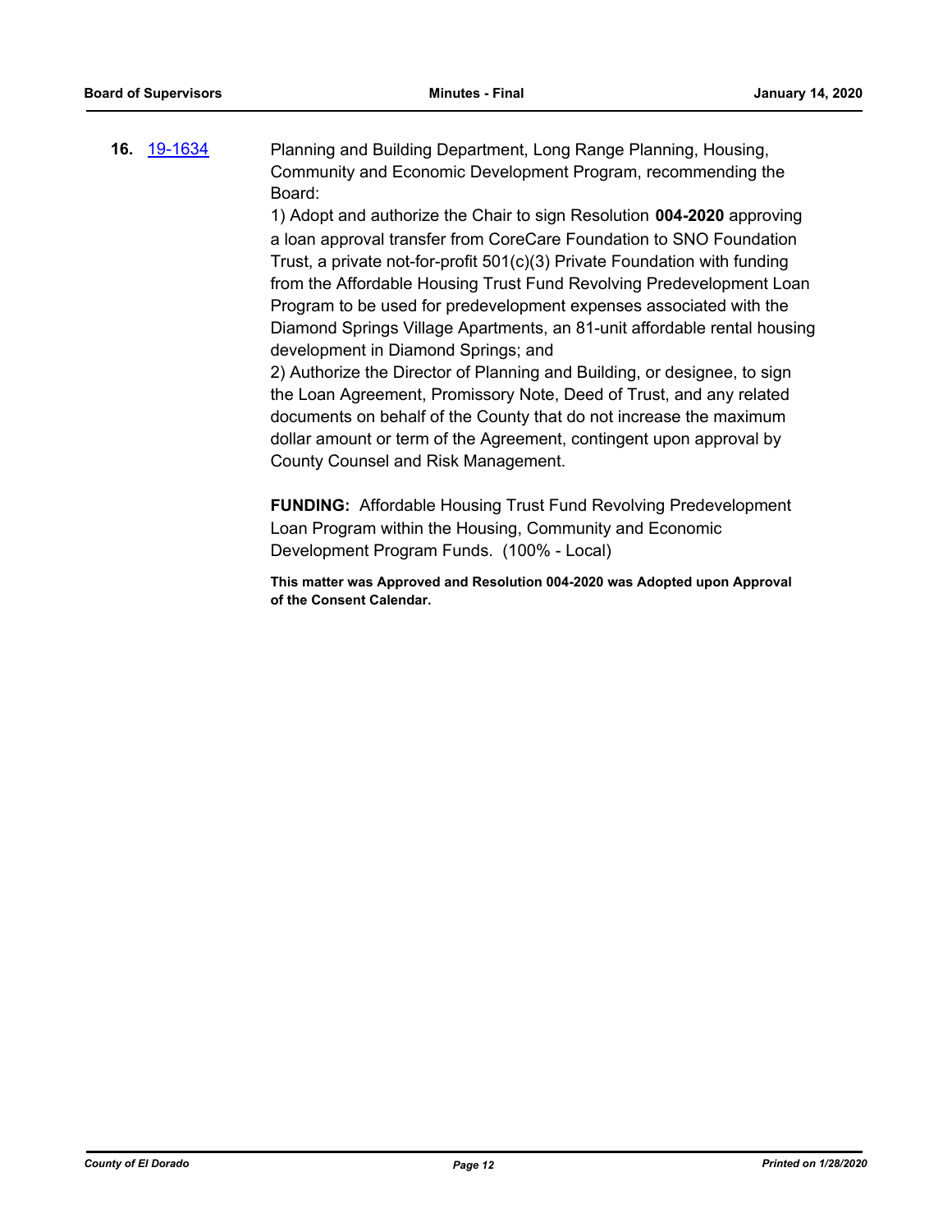**16.** [19-1634](19-1634)

Planning and Building Department, Long Range Planning, Housing, Community and Economic Development Program, recommending the Board:

1) Adopt and authorize the Chair to sign Resolution **004-2020** approving a loan approval transfer from CoreCare Foundation to SNO Foundation Trust, a private not-for-profit 501(c)(3) Private Foundation with funding from the Affordable Housing Trust Fund Revolving Predevelopment Loan Program to be used for predevelopment expenses associated with the Diamond Springs Village Apartments, an 81-unit affordable rental housing development in Diamond Springs; and

2) Authorize the Director of Planning and Building, or designee, to sign the Loan Agreement, Promissory Note, Deed of Trust, and any related documents on behalf of the County that do not increase the maximum dollar amount or term of the Agreement, contingent upon approval by County Counsel and Risk Management.

**FUNDING:** Affordable Housing Trust Fund Revolving Predevelopment Loan Program within the Housing, Community and Economic Development Program Funds. (100% - Local)

**This matter was Approved and Resolution 004-2020 was Adopted upon Approval of the Consent Calendar.**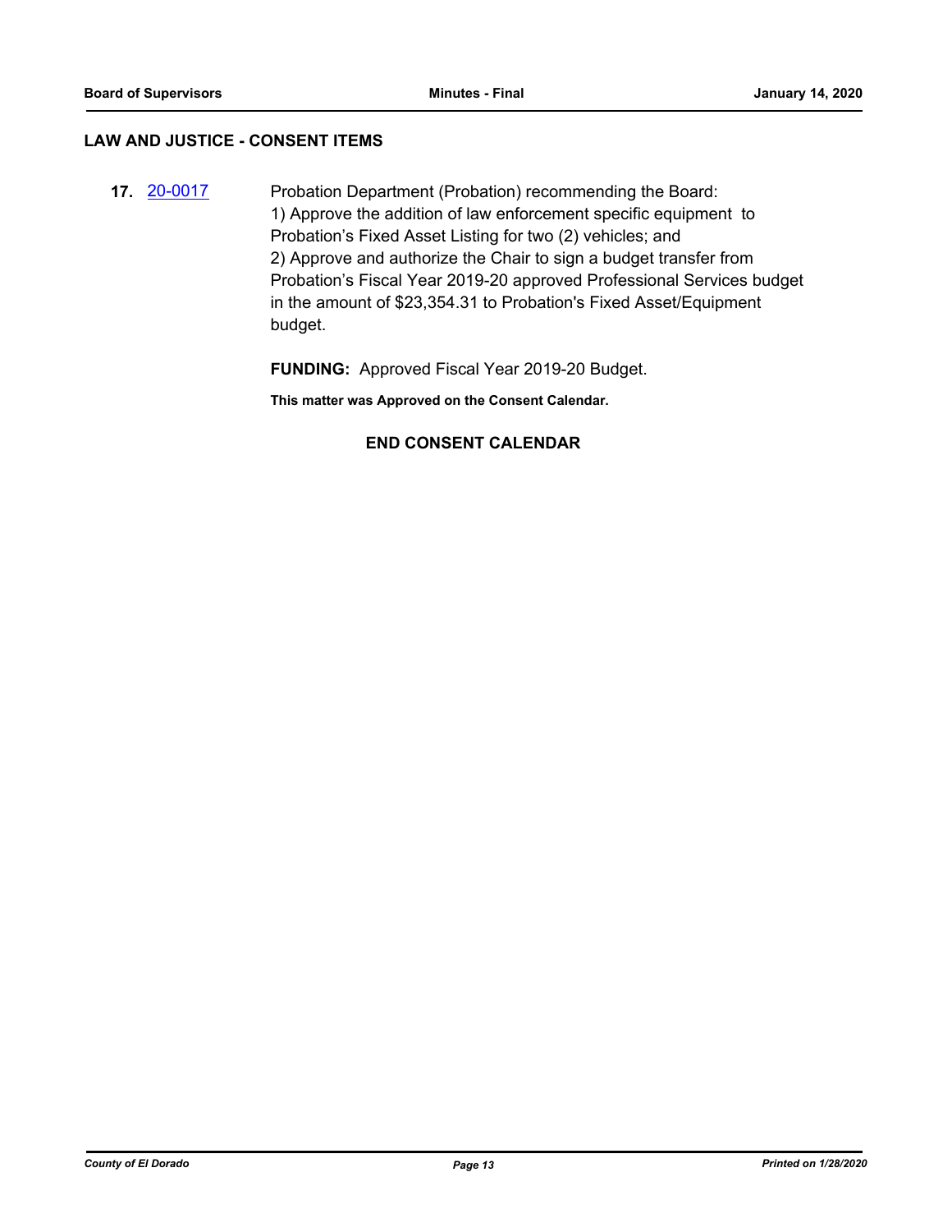## LAW AND JUSTICE - CONSENT ITEMS

**17.** 20-0017 Probation Department (Probation) recommending the Board:

1) Approve the addition of law enforcement specific equipment to Probation's Fixed Asset Listing for two (2) vehicles; and
2) Approve and authorize the Chair to sign a budget transfer from Probation's Fiscal Year 2019-20 approved Professional Services budget in the amount of $23,354.31 to Probation's Fixed Asset/Equipment budget.

**FUNDING:** Approved Fiscal Year 2019-20 Budget.

**This matter was Approved on the Consent Calendar.**

**END CONSENT CALENDAR**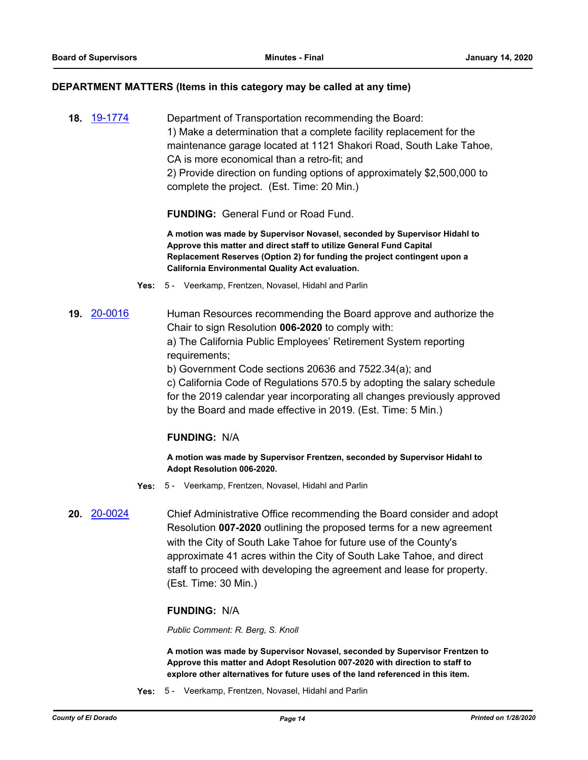## DEPARTMENT MATTERS (Items in this category may be called at any time)

**18.** [19-1774](19-1774)

Department of Transportation recommending the Board:
1) Make a determination that a complete facility replacement for the maintenance garage located at 1121 Shakori Road, South Lake Tahoe, CA is more economical than a retro-fit; and
2) Provide direction on funding options of approximately $2,500,000 to complete the project. (Est. Time: 20 Min.)

**FUNDING:** General Fund or Road Fund.

**A motion was made by Supervisor Novasel, seconded by Supervisor Hidahl to Approve this matter and direct staff to utilize General Fund Capital Replacement Reserves (Option 2) for funding the project contingent upon a California Environmental Quality Act evaluation.**

**Yes:** 5 - Veerkamp, Frentzen, Novasel, Hidahl and Parlin

**19.** [20-0016](20-0016)

Human Resources recommending the Board approve and authorize the Chair to sign Resolution **006-2020** to comply with:
a) The California Public Employees' Retirement System reporting requirements;
b) Government Code sections 20636 and 7522.34(a); and
c) California Code of Regulations 570.5 by adopting the salary schedule for the 2019 calendar year incorporating all changes previously approved by the Board and made effective in 2019. (Est. Time: 5 Min.)

**FUNDING:** N/A

**A motion was made by Supervisor Frentzen, seconded by Supervisor Hidahl to Adopt Resolution 006-2020.**

**Yes:** 5 - Veerkamp, Frentzen, Novasel, Hidahl and Parlin

**20.** [20-0024](20-0024)

Chief Administrative Office recommending the Board consider and adopt Resolution **007-2020** outlining the proposed terms for a new agreement with the City of South Lake Tahoe for future use of the County's approximate 41 acres within the City of South Lake Tahoe, and direct staff to proceed with developing the agreement and lease for property. (Est. Time: 30 Min.)

**FUNDING:** N/A

*Public Comment: R. Berg, S. Knoll*

**A motion was made by Supervisor Novasel, seconded by Supervisor Frentzen to Approve this matter and Adopt Resolution 007-2020 with direction to staff to explore other alternatives for future uses of the land referenced in this item.**

**Yes:** 5 - Veerkamp, Frentzen, Novasel, Hidahl and Parlin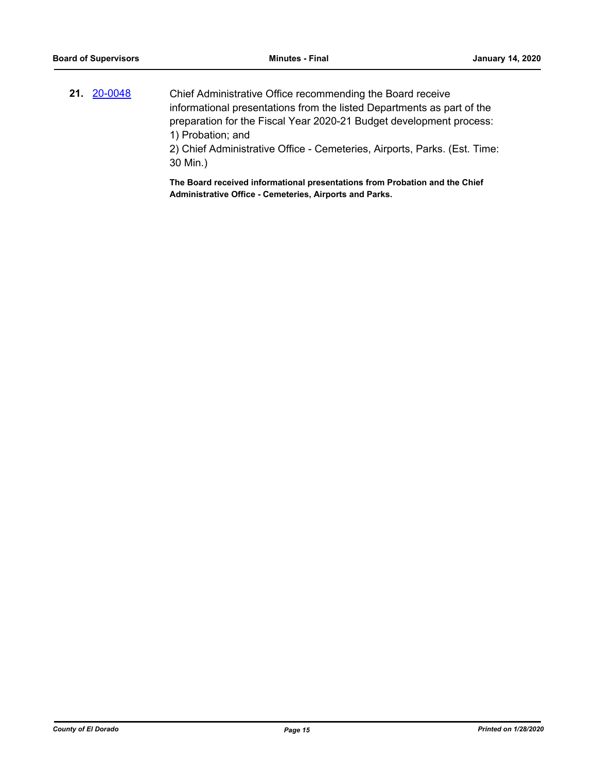**21.** [20-0048](20-0048) Chief Administrative Office recommending the Board receive informational presentations from the listed Departments as part of the preparation for the Fiscal Year 2020-21 Budget development process:
1) Probation; and
2) Chief Administrative Office - Cemeteries, Airports, Parks. (Est. Time: 30 Min.)

**The Board received informational presentations from Probation and the Chief Administrative Office - Cemeteries, Airports and Parks.**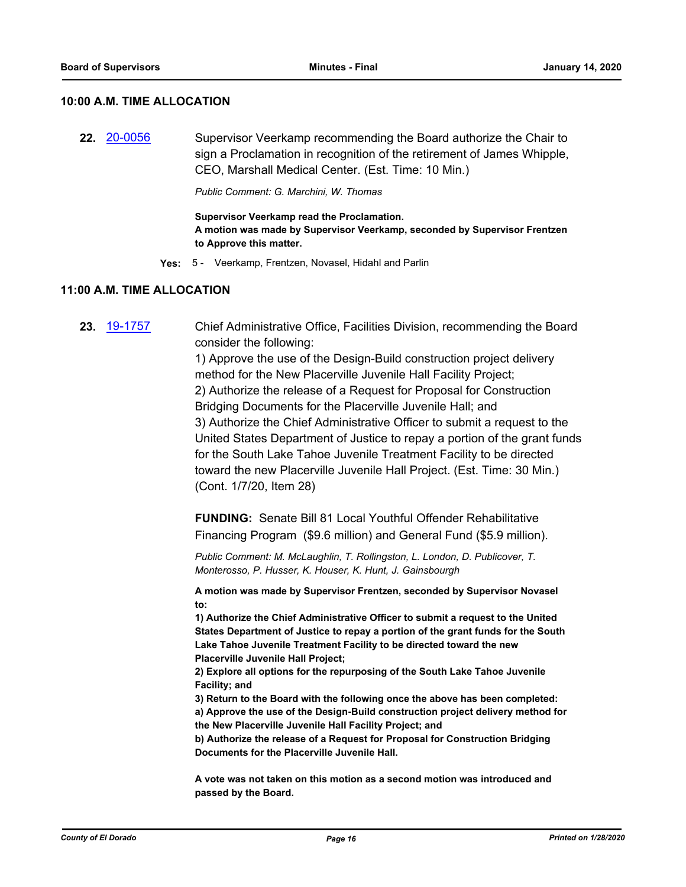## 10:00 A.M. TIME ALLOCATION

**22.** [20-0056] Supervisor Veerkamp recommending the Board authorize the Chair to sign a Proclamation in recognition of the retirement of James Whipple, CEO, Marshall Medical Center. (Est. Time: 10 Min.)

*Public Comment: G. Marchini, W. Thomas*

**Supervisor Veerkamp read the Proclamation.**
**A motion was made by Supervisor Veerkamp, seconded by Supervisor Frentzen to Approve this matter.**

**Yes:** 5 - Veerkamp, Frentzen, Novasel, Hidahl and Parlin

## 11:00 A.M. TIME ALLOCATION

**23.** [19-1757] Chief Administrative Office, Facilities Division, recommending the Board consider the following:
1) Approve the use of the Design-Build construction project delivery method for the New Placerville Juvenile Hall Facility Project;
2) Authorize the release of a Request for Proposal for Construction Bridging Documents for the Placerville Juvenile Hall; and
3) Authorize the Chief Administrative Officer to submit a request to the United States Department of Justice to repay a portion of the grant funds for the South Lake Tahoe Juvenile Treatment Facility to be directed toward the new Placerville Juvenile Hall Project. (Est. Time: 30 Min.) (Cont. 1/7/20, Item 28)

**FUNDING:** Senate Bill 81 Local Youthful Offender Rehabilitative Financing Program ($9.6 million) and General Fund ($5.9 million).

*Public Comment: M. McLaughlin, T. Rollingston, L. London, D. Publicover, T. Monterosso, P. Husser, K. Houser, K. Hunt, J. Gainsbourgh*

**A motion was made by Supervisor Frentzen, seconded by Supervisor Novasel to:**
**1) Authorize the Chief Administrative Officer to submit a request to the United States Department of Justice to repay a portion of the grant funds for the South Lake Tahoe Juvenile Treatment Facility to be directed toward the new Placerville Juvenile Hall Project;**
**2) Explore all options for the repurposing of the South Lake Tahoe Juvenile Facility; and**
**3) Return to the Board with the following once the above has been completed:**
**a) Approve the use of the Design-Build construction project delivery method for the New Placerville Juvenile Hall Facility Project; and**
**b) Authorize the release of a Request for Proposal for Construction Bridging Documents for the Placerville Juvenile Hall.**

**A vote was not taken on this motion as a second motion was introduced and passed by the Board.**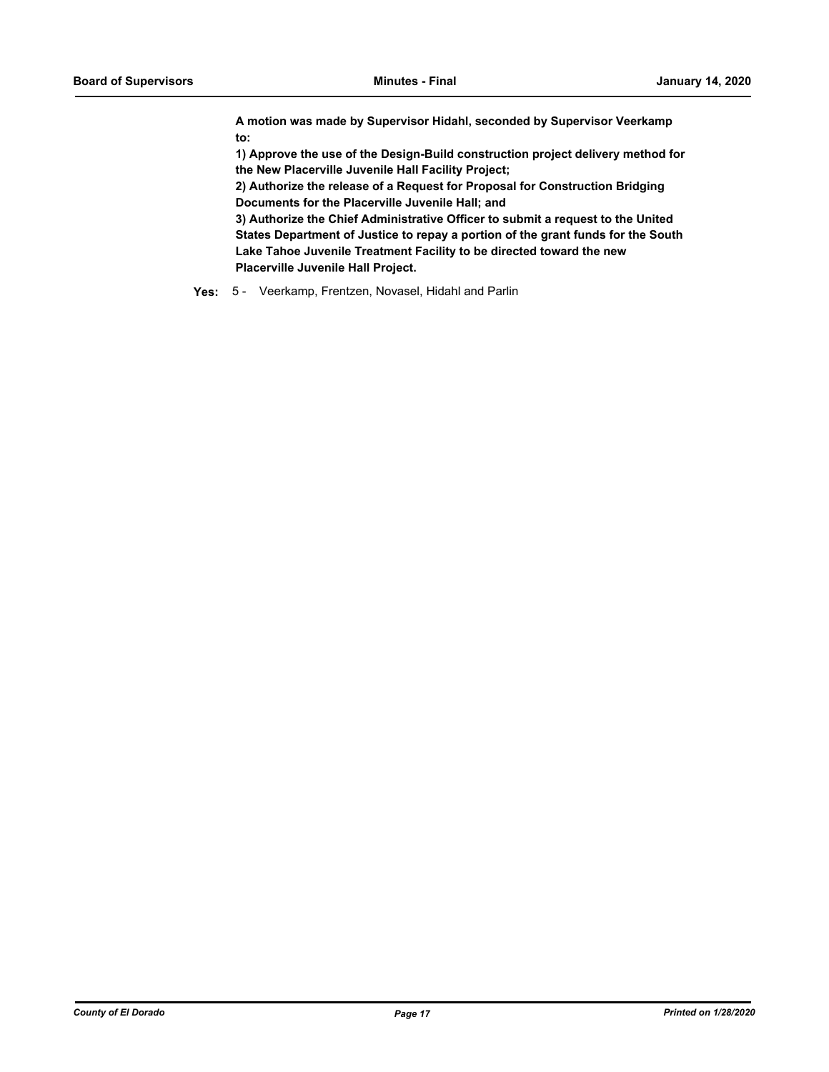**A motion was made by Supervisor Hidahl, seconded by Supervisor Veerkamp to:**

**1) Approve the use of the Design-Build construction project delivery method for the New Placerville Juvenile Hall Facility Project;**

**2) Authorize the release of a Request for Proposal for Construction Bridging Documents for the Placerville Juvenile Hall; and**

**3) Authorize the Chief Administrative Officer to submit a request to the United States Department of Justice to repay a portion of the grant funds for the South Lake Tahoe Juvenile Treatment Facility to be directed toward the new Placerville Juvenile Hall Project.**

**Yes:** 5 - Veerkamp, Frentzen, Novasel, Hidahl and Parlin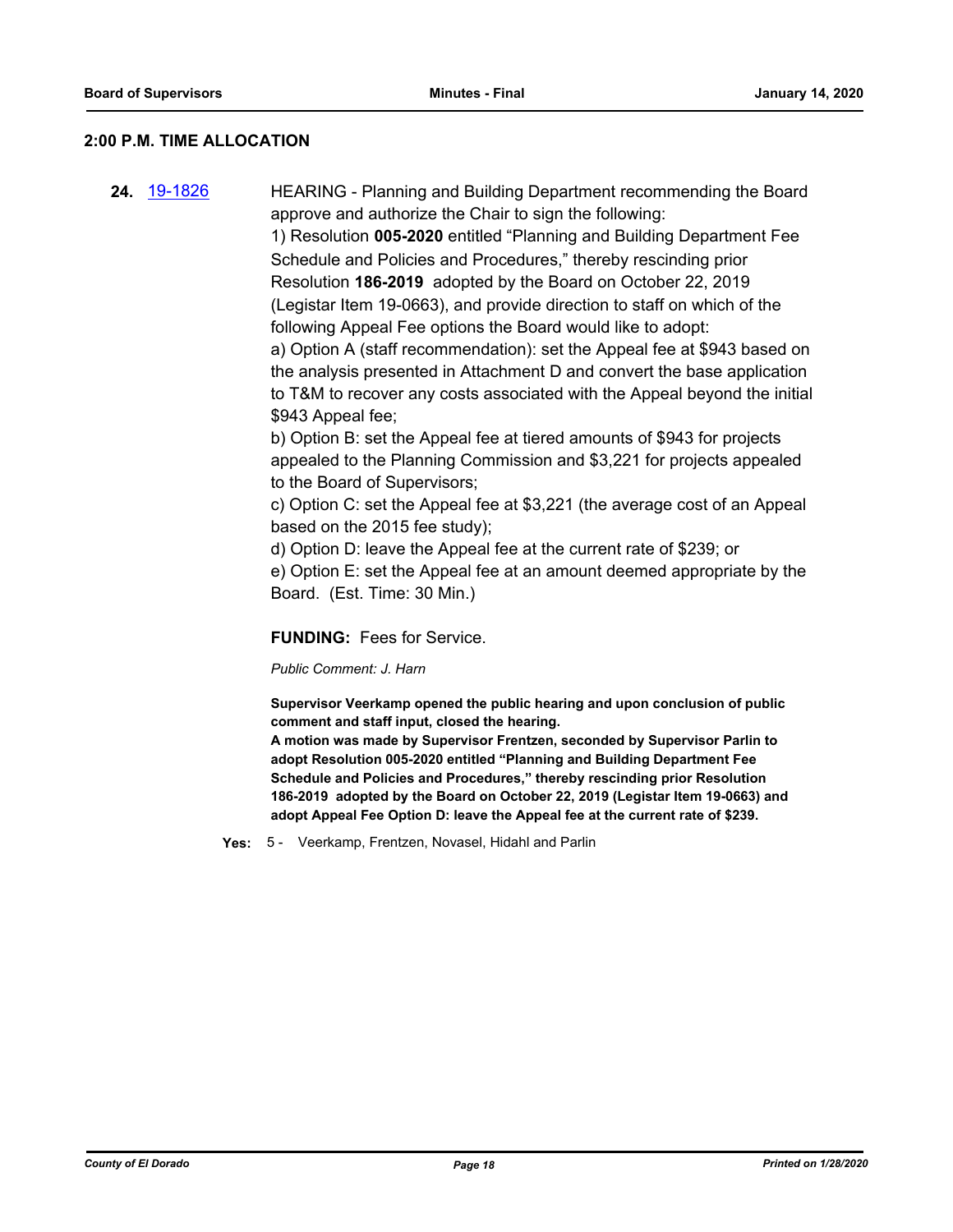## 2:00 P.M. TIME ALLOCATION

**24.** 19-1826

HEARING - Planning and Building Department recommending the Board approve and authorize the Chair to sign the following:

1) Resolution **005-2020** entitled "Planning and Building Department Fee Schedule and Policies and Procedures," thereby rescinding prior Resolution **186-2019** adopted by the Board on October 22, 2019 (Legistar Item 19-0663), and provide direction to staff on which of the following Appeal Fee options the Board would like to adopt:

a) Option A (staff recommendation): set the Appeal fee at $943 based on the analysis presented in Attachment D and convert the base application to T&M to recover any costs associated with the Appeal beyond the initial $943 Appeal fee;

b) Option B: set the Appeal fee at tiered amounts of $943 for projects appealed to the Planning Commission and $3,221 for projects appealed to the Board of Supervisors;

c) Option C: set the Appeal fee at $3,221 (the average cost of an Appeal based on the 2015 fee study);

d) Option D: leave the Appeal fee at the current rate of $239; or

e) Option E: set the Appeal fee at an amount deemed appropriate by the Board. (Est. Time: 30 Min.)

**FUNDING:** Fees for Service.

*Public Comment: J. Harn*

**Supervisor Veerkamp opened the public hearing and upon conclusion of public comment and staff input, closed the hearing.**

**A motion was made by Supervisor Frentzen, seconded by Supervisor Parlin to adopt Resolution 005-2020 entitled "Planning and Building Department Fee Schedule and Policies and Procedures," thereby rescinding prior Resolution 186-2019 adopted by the Board on October 22, 2019 (Legistar Item 19-0663) and adopt Appeal Fee Option D: leave the Appeal fee at the current rate of $239.**

**Yes:** 5 - Veerkamp, Frentzen, Novasel, Hidahl and Parlin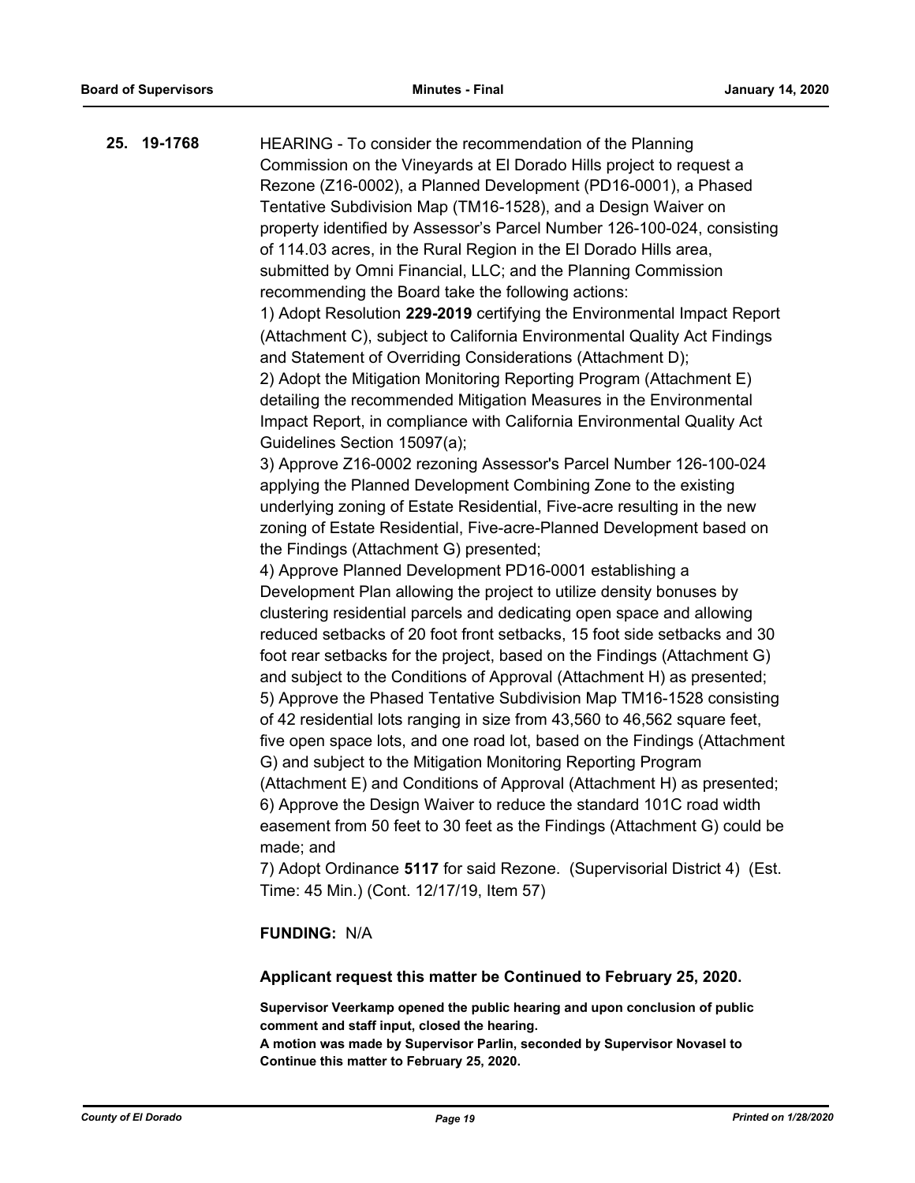**25. 19-1768**

HEARING - To consider the recommendation of the Planning Commission on the Vineyards at El Dorado Hills project to request a Rezone (Z16-0002), a Planned Development (PD16-0001), a Phased Tentative Subdivision Map (TM16-1528), and a Design Waiver on property identified by Assessor's Parcel Number 126-100-024, consisting of 114.03 acres, in the Rural Region in the El Dorado Hills area, submitted by Omni Financial, LLC; and the Planning Commission recommending the Board take the following actions:

1) Adopt Resolution **229-2019** certifying the Environmental Impact Report (Attachment C), subject to California Environmental Quality Act Findings and Statement of Overriding Considerations (Attachment D);

2) Adopt the Mitigation Monitoring Reporting Program (Attachment E) detailing the recommended Mitigation Measures in the Environmental Impact Report, in compliance with California Environmental Quality Act Guidelines Section 15097(a);

3) Approve Z16-0002 rezoning Assessor's Parcel Number 126-100-024 applying the Planned Development Combining Zone to the existing underlying zoning of Estate Residential, Five-acre resulting in the new zoning of Estate Residential, Five-acre-Planned Development based on the Findings (Attachment G) presented;

4) Approve Planned Development PD16-0001 establishing a Development Plan allowing the project to utilize density bonuses by clustering residential parcels and dedicating open space and allowing reduced setbacks of 20 foot front setbacks, 15 foot side setbacks and 30 foot rear setbacks for the project, based on the Findings (Attachment G) and subject to the Conditions of Approval (Attachment H) as presented;

5) Approve the Phased Tentative Subdivision Map TM16-1528 consisting of 42 residential lots ranging in size from 43,560 to 46,562 square feet, five open space lots, and one road lot, based on the Findings (Attachment G) and subject to the Mitigation Monitoring Reporting Program (Attachment E) and Conditions of Approval (Attachment H) as presented;

6) Approve the Design Waiver to reduce the standard 101C road width easement from 50 feet to 30 feet as the Findings (Attachment G) could be made; and

7) Adopt Ordinance **5117** for said Rezone. (Supervisorial District 4) (Est. Time: 45 Min.) (Cont. 12/17/19, Item 57)

**FUNDING:** N/A

**Applicant request this matter be Continued to February 25, 2020.**

**Supervisor Veerkamp opened the public hearing and upon conclusion of public comment and staff input, closed the hearing.**

**A motion was made by Supervisor Parlin, seconded by Supervisor Novasel to Continue this matter to February 25, 2020.**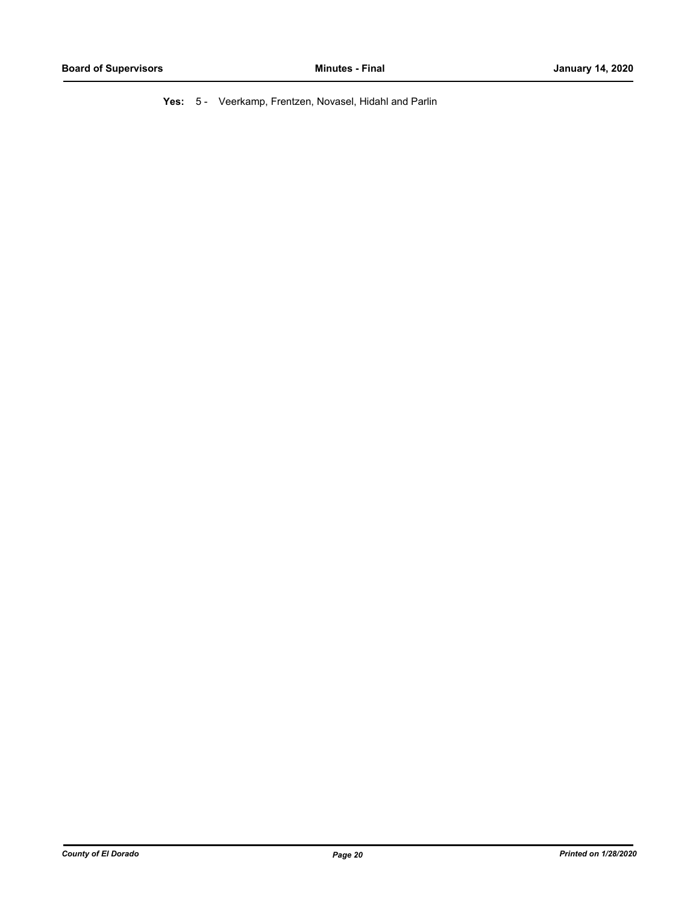**Yes:** 5 - Veerkamp, Frentzen, Novasel, Hidahl and Parlin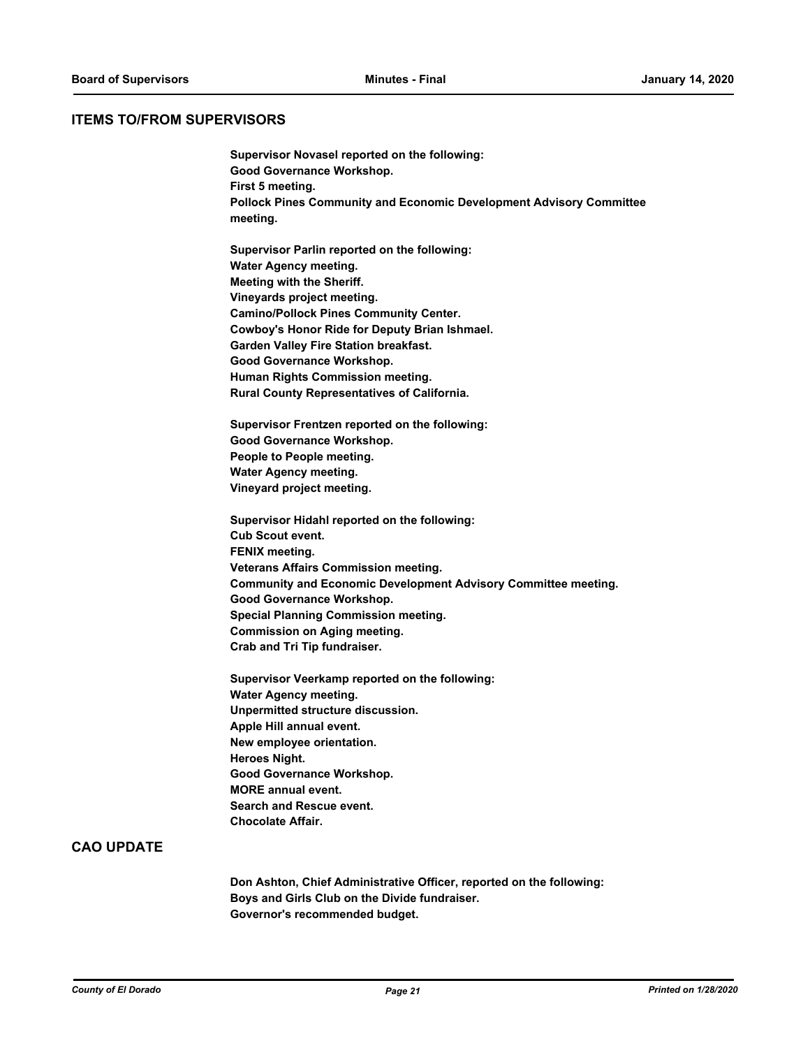## ITEMS TO/FROM SUPERVISORS

**Supervisor Novasel reported on the following:**
**Good Governance Workshop.**
**First 5 meeting.**
**Pollock Pines Community and Economic Development Advisory Committee meeting.**

**Supervisor Parlin reported on the following:**
**Water Agency meeting.**
**Meeting with the Sheriff.**
**Vineyards project meeting.**
**Camino/Pollock Pines Community Center.**
**Cowboy's Honor Ride for Deputy Brian Ishmael.**
**Garden Valley Fire Station breakfast.**
**Good Governance Workshop.**
**Human Rights Commission meeting.**
**Rural County Representatives of California.**

**Supervisor Frentzen reported on the following:**
**Good Governance Workshop.**
**People to People meeting.**
**Water Agency meeting.**
**Vineyard project meeting.**

**Supervisor Hidahl reported on the following:**
**Cub Scout event.**
**FENIX meeting.**
**Veterans Affairs Commission meeting.**
**Community and Economic Development Advisory Committee meeting.**
**Good Governance Workshop.**
**Special Planning Commission meeting.**
**Commission on Aging meeting.**
**Crab and Tri Tip fundraiser.**

**Supervisor Veerkamp reported on the following:**
**Water Agency meeting.**
**Unpermitted structure discussion.**
**Apple Hill annual event.**
**New employee orientation.**
**Heroes Night.**
**Good Governance Workshop.**
**MORE annual event.**
**Search and Rescue event.**
**Chocolate Affair.**

## CAO UPDATE

**Don Ashton, Chief Administrative Officer, reported on the following:**
**Boys and Girls Club on the Divide fundraiser.**
**Governor's recommended budget.**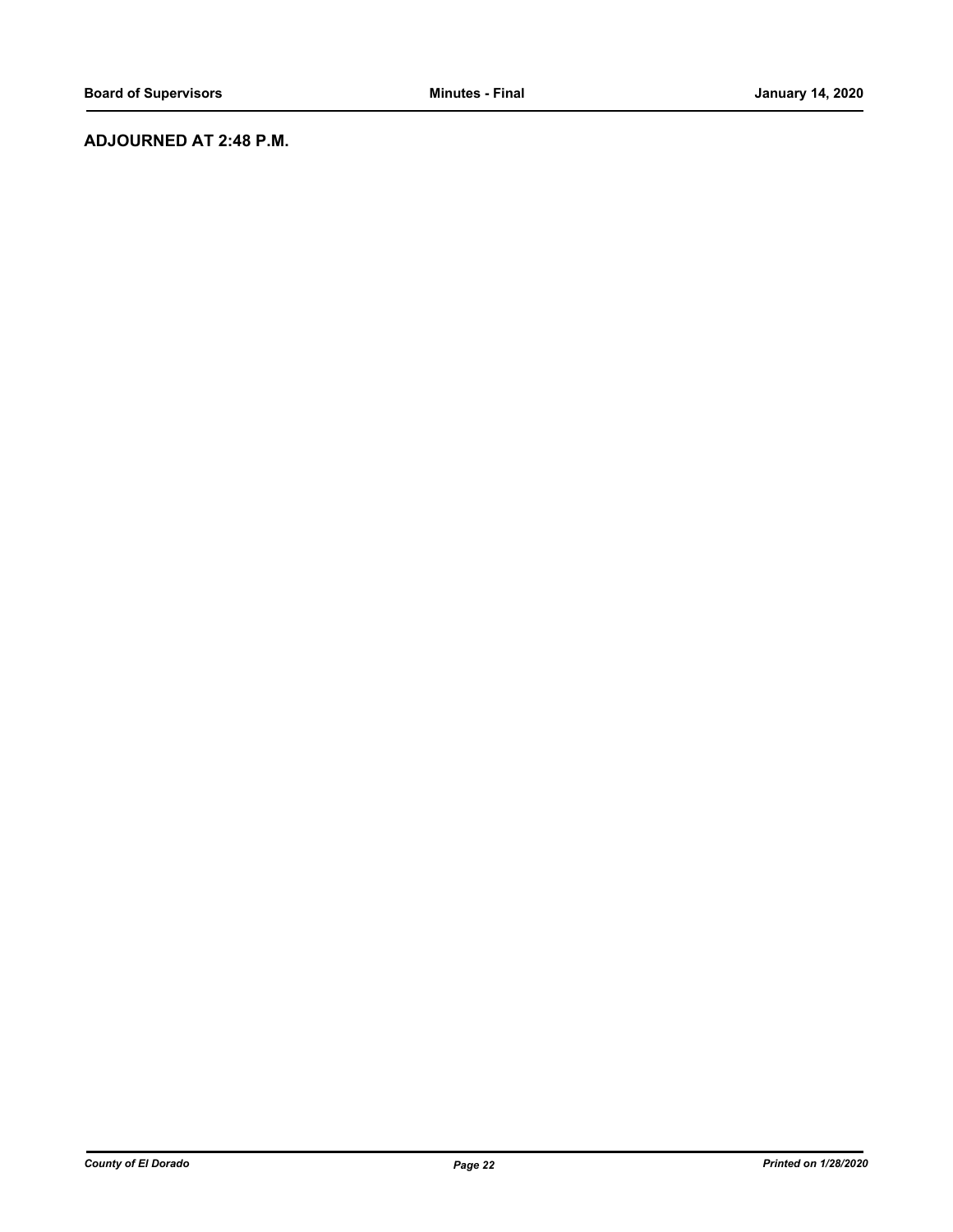**ADJOURNED AT 2:48 P.M.**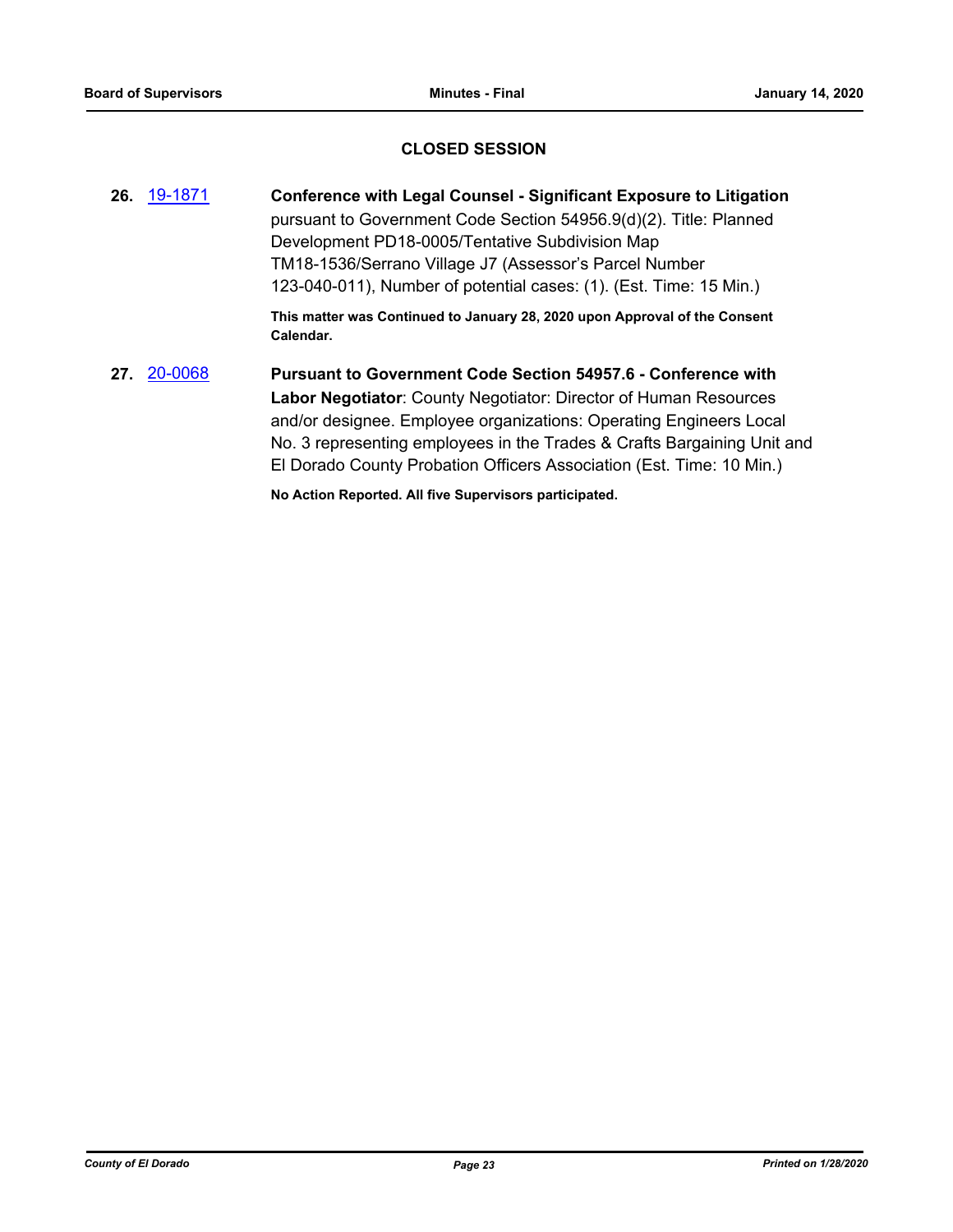## CLOSED SESSION

**26.** 19-1871 **Conference with Legal Counsel - Significant Exposure to Litigation** pursuant to Government Code Section 54956.9(d)(2). Title: Planned Development PD18-0005/Tentative Subdivision Map TM18-1536/Serrano Village J7 (Assessor's Parcel Number 123-040-011), Number of potential cases: (1). (Est. Time: 15 Min.)

**This matter was Continued to January 28, 2020 upon Approval of the Consent Calendar.**

**27.** 20-0068 **Pursuant to Government Code Section 54957.6 - Conference with Labor Negotiator**: County Negotiator: Director of Human Resources and/or designee. Employee organizations: Operating Engineers Local No. 3 representing employees in the Trades & Crafts Bargaining Unit and El Dorado County Probation Officers Association (Est. Time: 10 Min.)

**No Action Reported. All five Supervisors participated.**